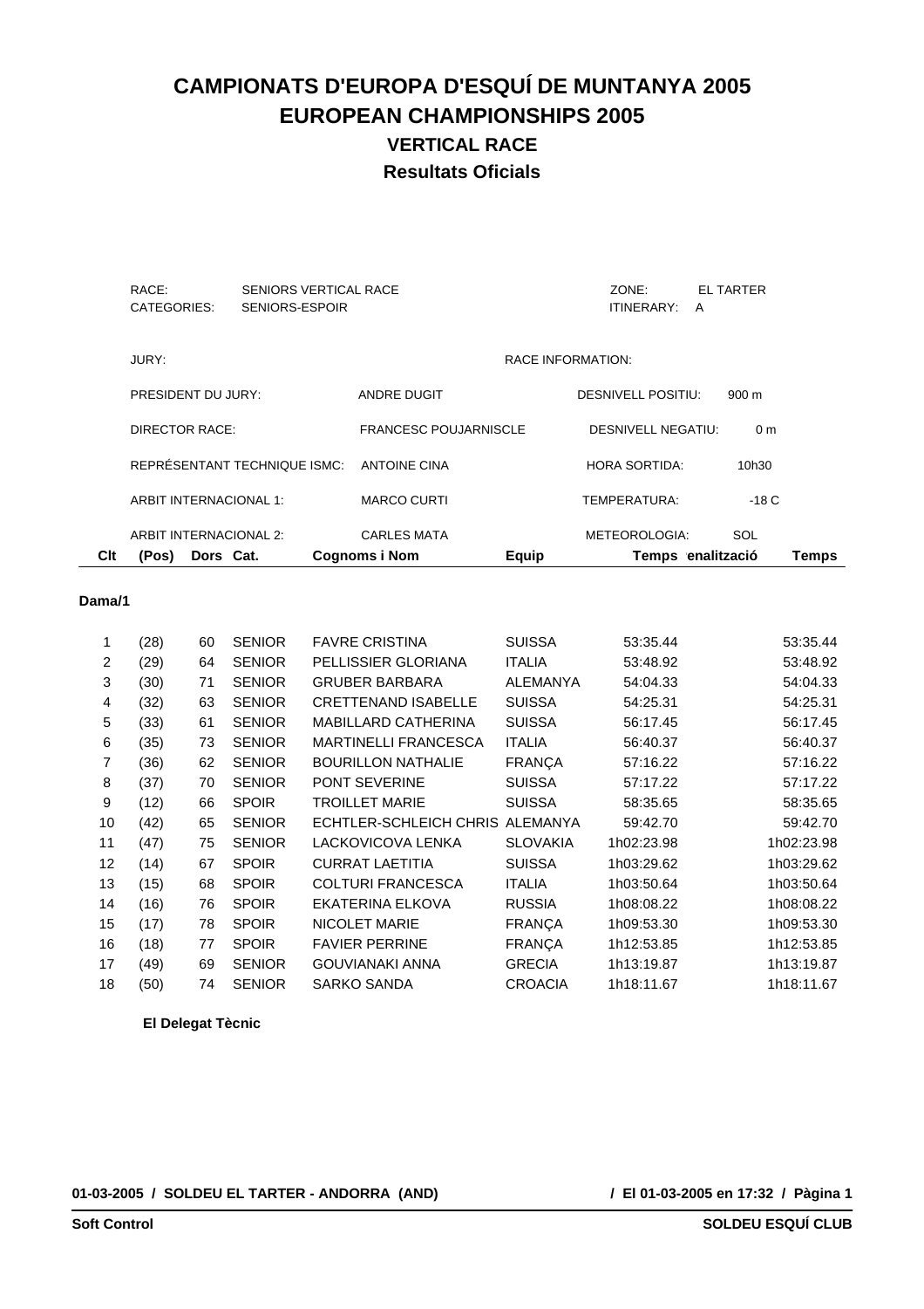# CAMPIONATS D'EUROPA D'ESQUÍ DE MUNTANYA 2005
# EUROPEAN CHAMPIONSHIPS 2005
## VERTICAL RACE
## Resultats Oficials

RACE: SENIORS VERTICAL RACE  
CATEGORIES: SENIORS-ESPOIR  
ZONE: EL TARTER  
ITINERARY: A

JURY:

PRESIDENT DU JURY: ANDRE DUGIT  
DIRECTOR RACE: FRANCESC POUJARNISCLE  
REPRÉSENTANT TECHNIQUE ISMC: ANTOINE CINA  
ARBIT INTERNACIONAL 1: MARCO CURTI  
ARBIT INTERNACIONAL 2: CARLES MATA

RACE INFORMATION:

DESNIVELL POSITIU: 900 m  
DESNIVELL NEGATIU: 0 m  
HORA SORTIDA: 10h30  
TEMPERATURA: -18 C  
METEOROLOGIA: SOL

**Dama/1**

| Clt | (Pos) | Dors | Cat. | Cognoms i Nom | Equip | Temps | Penalització | Temps |
|---|---|---|---|---|---|---|---|---|
| 1 | (28) | 60 | SENIOR | FAVRE CRISTINA | SUISSA | 53:35.44 | | 53:35.44 |
| 2 | (29) | 64 | SENIOR | PELLISSIER GLORIANA | ITALIA | 53:48.92 | | 53:48.92 |
| 3 | (30) | 71 | SENIOR | GRUBER BARBARA | ALEMANYA | 54:04.33 | | 54:04.33 |
| 4 | (32) | 63 | SENIOR | CRETTENAND ISABELLE | SUISSA | 54:25.31 | | 54:25.31 |
| 5 | (33) | 61 | SENIOR | MABILLARD CATHERINA | SUISSA | 56:17.45 | | 56:17.45 |
| 6 | (35) | 73 | SENIOR | MARTINELLI FRANCESCA | ITALIA | 56:40.37 | | 56:40.37 |
| 7 | (36) | 62 | SENIOR | BOURILLON NATHALIE | FRANÇA | 57:16.22 | | 57:16.22 |
| 8 | (37) | 70 | SENIOR | PONT SEVERINE | SUISSA | 57:17.22 | | 57:17.22 |
| 9 | (12) | 66 | SPOIR | TROILLET MARIE | SUISSA | 58:35.65 | | 58:35.65 |
| 10 | (42) | 65 | SENIOR | ECHTLER-SCHLEICH CHRIS | ALEMANYA | 59:42.70 | | 59:42.70 |
| 11 | (47) | 75 | SENIOR | LACKOVICOVA LENKA | SLOVAKIA | 1h02:23.98 | | 1h02:23.98 |
| 12 | (14) | 67 | SPOIR | CURRAT LAETITIA | SUISSA | 1h03:29.62 | | 1h03:29.62 |
| 13 | (15) | 68 | SPOIR | COLTURI FRANCESCA | ITALIA | 1h03:50.64 | | 1h03:50.64 |
| 14 | (16) | 76 | SPOIR | EKATERINA ELKOVA | RUSSIA | 1h08:08.22 | | 1h08:08.22 |
| 15 | (17) | 78 | SPOIR | NICOLET MARIE | FRANÇA | 1h09:53.30 | | 1h09:53.30 |
| 16 | (18) | 77 | SPOIR | FAVIER PERRINE | FRANÇA | 1h12:53.85 | | 1h12:53.85 |
| 17 | (49) | 69 | SENIOR | GOUVIANAKI ANNA | GRECIA | 1h13:19.87 | | 1h13:19.87 |
| 18 | (50) | 74 | SENIOR | SARKO SANDA | CROACIA | 1h18:11.67 | | 1h18:11.67 |

**El Delegat Tècnic**

**01-03-2005 / SOLDEU EL TARTER - ANDORRA (AND)** **/ El 01-03-2005 en 17:32**

**Soft Control** **SOLDEU ESQUÍ CLUB**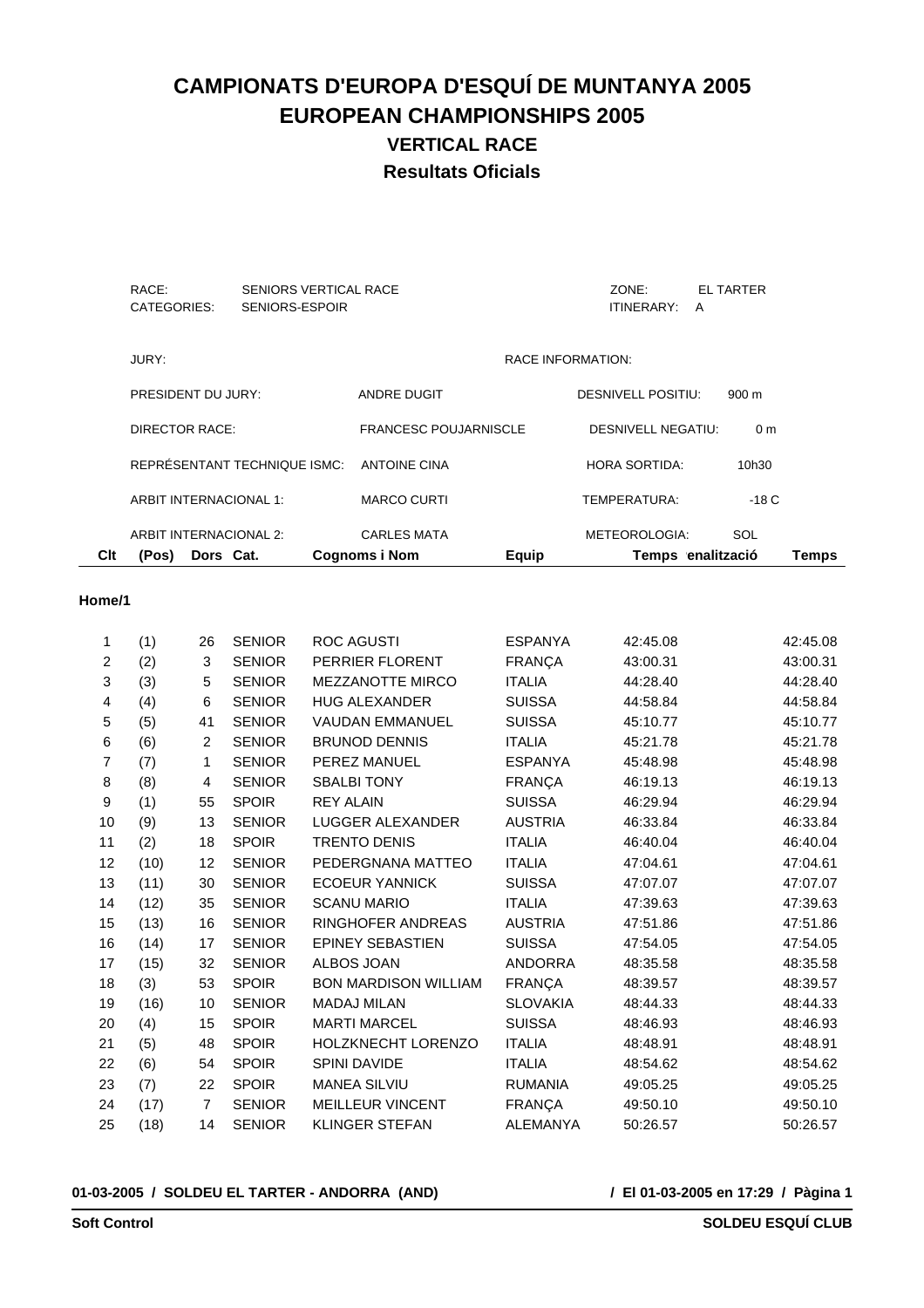# CAMPIONATS D'EUROPA D'ESQUÍ DE MUNTANYA 2005
# EUROPEAN CHAMPIONSHIPS 2005
## VERTICAL RACE
## Resultats Oficials

| | | | |
|---|---|---|---|
| RACE: | SENIORS VERTICAL RACE | ZONE: | EL TARTER |
| CATEGORIES: | SENIORS-ESPOIR | ITINERARY: | A |

| | | | |
|---|---|---|---|
| JURY: | | RACE INFORMATION: | |
| PRESIDENT DU JURY: | ANDRE DUGIT | DESNIVELL POSITIU: | 900 m |
| DIRECTOR RACE: | FRANCESC POUJARNISCLE | DESNIVELL NEGATIU: | 0 m |
| REPRÉSENTANT TECHNIQUE ISMC: | ANTOINE CINA | HORA SORTIDA: | 10h30 |
| ARBIT INTERNACIONAL 1: | MARCO CURTI | TEMPERATURA: | -18 C |
| ARBIT INTERNACIONAL 2: | CARLES MATA | METEOROLOGIA: | SOL |

**Home/1**

| Clt | (Pos) | Dors | Cat. | Cognoms i Nom | Equip | Temps | enalització | Temps |
|---|---|---|---|---|---|---|---|---|
| 1 | (1) | 26 | SENIOR | ROC AGUSTI | ESPANYA | 42:45.08 | | 42:45.08 |
| 2 | (2) | 3 | SENIOR | PERRIER FLORENT | FRANÇA | 43:00.31 | | 43:00.31 |
| 3 | (3) | 5 | SENIOR | MEZZANOTTE MIRCO | ITALIA | 44:28.40 | | 44:28.40 |
| 4 | (4) | 6 | SENIOR | HUG ALEXANDER | SUISSA | 44:58.84 | | 44:58.84 |
| 5 | (5) | 41 | SENIOR | VAUDAN EMMANUEL | SUISSA | 45:10.77 | | 45:10.77 |
| 6 | (6) | 2 | SENIOR | BRUNOD DENNIS | ITALIA | 45:21.78 | | 45:21.78 |
| 7 | (7) | 1 | SENIOR | PEREZ MANUEL | ESPANYA | 45:48.98 | | 45:48.98 |
| 8 | (8) | 4 | SENIOR | SBALBI TONY | FRANÇA | 46:19.13 | | 46:19.13 |
| 9 | (1) | 55 | SPOIR | REY ALAIN | SUISSA | 46:29.94 | | 46:29.94 |
| 10 | (9) | 13 | SENIOR | LUGGER ALEXANDER | AUSTRIA | 46:33.84 | | 46:33.84 |
| 11 | (2) | 18 | SPOIR | TRENTO DENIS | ITALIA | 46:40.04 | | 46:40.04 |
| 12 | (10) | 12 | SENIOR | PEDERGNANA MATTEO | ITALIA | 47:04.61 | | 47:04.61 |
| 13 | (11) | 30 | SENIOR | ECOEUR YANNICK | SUISSA | 47:07.07 | | 47:07.07 |
| 14 | (12) | 35 | SENIOR | SCANU MARIO | ITALIA | 47:39.63 | | 47:39.63 |
| 15 | (13) | 16 | SENIOR | RINGHOFER ANDREAS | AUSTRIA | 47:51.86 | | 47:51.86 |
| 16 | (14) | 17 | SENIOR | EPINEY SEBASTIEN | SUISSA | 47:54.05 | | 47:54.05 |
| 17 | (15) | 32 | SENIOR | ALBOS JOAN | ANDORRA | 48:35.58 | | 48:35.58 |
| 18 | (3) | 53 | SPOIR | BON MARDISON WILLIAM | FRANÇA | 48:39.57 | | 48:39.57 |
| 19 | (16) | 10 | SENIOR | MADAJ MILAN | SLOVAKIA | 48:44.33 | | 48:44.33 |
| 20 | (4) | 15 | SPOIR | MARTI MARCEL | SUISSA | 48:46.93 | | 48:46.93 |
| 21 | (5) | 48 | SPOIR | HOLZKNECHT LORENZO | ITALIA | 48:48.91 | | 48:48.91 |
| 22 | (6) | 54 | SPOIR | SPINI DAVIDE | ITALIA | 48:54.62 | | 48:54.62 |
| 23 | (7) | 22 | SPOIR | MANEA SILVIU | RUMANIA | 49:05.25 | | 49:05.25 |
| 24 | (17) | 7 | SENIOR | MEILLEUR VINCENT | FRANÇA | 49:50.10 | | 49:50.10 |
| 25 | (18) | 14 | SENIOR | KLINGER STEFAN | ALEMANYA | 50:26.57 | | 50:26.57 |

**01-03-2005 / SOLDEU EL TARTER - ANDORRA (AND)** **/ El 01-03-2005 en 17:29 / Pàgina 1**

**Soft Control** **SOLDEU ESQUÍ CLUB**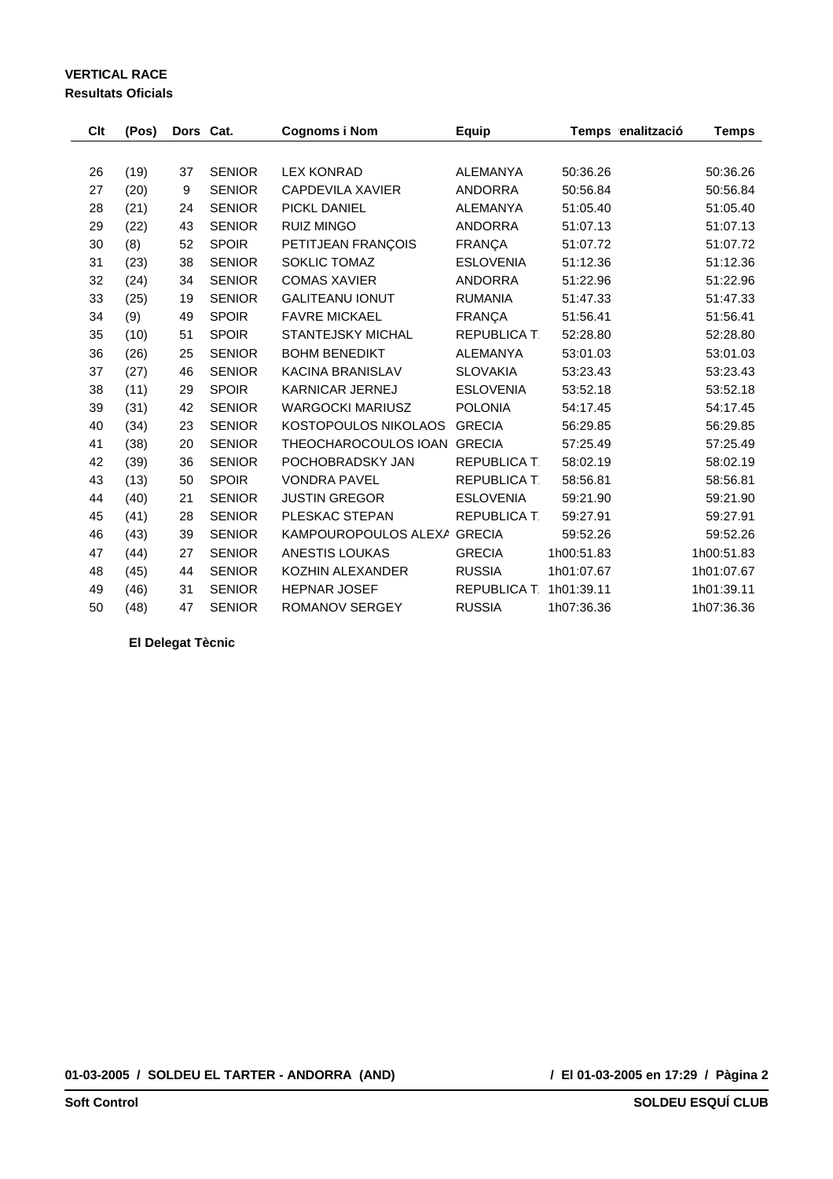**VERTICAL RACE**

**Resultats Oficials**

| Clt | (Pos) | Dors | Cat. | Cognoms i Nom | Equip | Temps | enalització | Temps |
|---|---|---|---|---|---|---|---|---|
| 26 | (19) | 37 | SENIOR | LEX KONRAD | ALEMANYA | 50:36.26 | | 50:36.26 |
| 27 | (20) | 9 | SENIOR | CAPDEVILA XAVIER | ANDORRA | 50:56.84 | | 50:56.84 |
| 28 | (21) | 24 | SENIOR | PICKL DANIEL | ALEMANYA | 51:05.40 | | 51:05.40 |
| 29 | (22) | 43 | SENIOR | RUIZ MINGO | ANDORRA | 51:07.13 | | 51:07.13 |
| 30 | (8) | 52 | SPOIR | PETITJEAN FRANÇOIS | FRANÇA | 51:07.72 | | 51:07.72 |
| 31 | (23) | 38 | SENIOR | SOKLIC TOMAZ | ESLOVENIA | 51:12.36 | | 51:12.36 |
| 32 | (24) | 34 | SENIOR | COMAS XAVIER | ANDORRA | 51:22.96 | | 51:22.96 |
| 33 | (25) | 19 | SENIOR | GALITEANU IONUT | RUMANIA | 51:47.33 | | 51:47.33 |
| 34 | (9) | 49 | SPOIR | FAVRE MICKAEL | FRANÇA | 51:56.41 | | 51:56.41 |
| 35 | (10) | 51 | SPOIR | STANTEJSKY MICHAL | REPUBLICA T. | 52:28.80 | | 52:28.80 |
| 36 | (26) | 25 | SENIOR | BOHM BENEDIKT | ALEMANYA | 53:01.03 | | 53:01.03 |
| 37 | (27) | 46 | SENIOR | KACINA BRANISLAV | SLOVAKIA | 53:23.43 | | 53:23.43 |
| 38 | (11) | 29 | SPOIR | KARNICAR JERNEJ | ESLOVENIA | 53:52.18 | | 53:52.18 |
| 39 | (31) | 42 | SENIOR | WARGOCKI MARIUSZ | POLONIA | 54:17.45 | | 54:17.45 |
| 40 | (34) | 23 | SENIOR | KOSTOPOULOS NIKOLAOS | GRECIA | 56:29.85 | | 56:29.85 |
| 41 | (38) | 20 | SENIOR | THEOCHAROCOULOS IOAN | GRECIA | 57:25.49 | | 57:25.49 |
| 42 | (39) | 36 | SENIOR | POCHOBRADSKY JAN | REPUBLICA T. | 58:02.19 | | 58:02.19 |
| 43 | (13) | 50 | SPOIR | VONDRA PAVEL | REPUBLICA T. | 58:56.81 | | 58:56.81 |
| 44 | (40) | 21 | SENIOR | JUSTIN GREGOR | ESLOVENIA | 59:21.90 | | 59:21.90 |
| 45 | (41) | 28 | SENIOR | PLESKAC STEPAN | REPUBLICA T. | 59:27.91 | | 59:27.91 |
| 46 | (43) | 39 | SENIOR | KAMPOUROPOULOS ALEXA | GRECIA | 59:52.26 | | 59:52.26 |
| 47 | (44) | 27 | SENIOR | ANESTIS LOUKAS | GRECIA | 1h00:51.83 | | 1h00:51.83 |
| 48 | (45) | 44 | SENIOR | KOZHIN ALEXANDER | RUSSIA | 1h01:07.67 | | 1h01:07.67 |
| 49 | (46) | 31 | SENIOR | HEPNAR JOSEF | REPUBLICA T. | 1h01:39.11 | | 1h01:39.11 |
| 50 | (48) | 47 | SENIOR | ROMANOV SERGEY | RUSSIA | 1h07:36.36 | | 1h07:36.36 |

**El Delegat Tècnic**

**01-03-2005 / SOLDEU EL TARTER - ANDORRA (AND)** **/ El 01-03-2005 en 17:29**

**Soft Control** **SOLDEU ESQUÍ CLUB**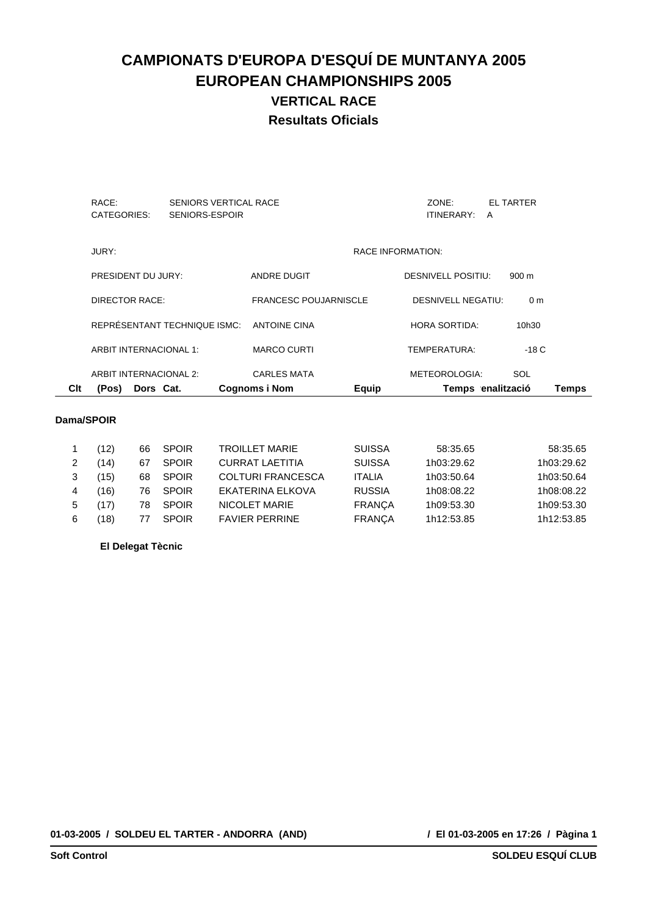# CAMPIONATS D'EUROPA D'ESQUÍ DE MUNTANYA 2005
# EUROPEAN CHAMPIONSHIPS 2005
## VERTICAL RACE
## Resultats Oficials

RACE: SENIORS VERTICAL RACE
CATEGORIES: SENIORS-ESPOIR

ZONE: EL TARTER
ITINERARY: A

| JURY: | | RACE INFORMATION: | |
|---|---|---|---|
| PRESIDENT DU JURY: | ANDRE DUGIT | DESNIVELL POSITIU: | 900 m |
| DIRECTOR RACE: | FRANCESC POUJARNISCLE | DESNIVELL NEGATIU: | 0 m |
| REPRÉSENTANT TECHNIQUE ISMC: | ANTOINE CINA | HORA SORTIDA: | 10h30 |
| ARBIT INTERNACIONAL 1: | MARCO CURTI | TEMPERATURA: | -18 C |
| ARBIT INTERNACIONAL 2: | CARLES MATA | METEOROLOGIA: | SOL |

| Clt | (Pos) | Dors | Cat. | Cognoms i Nom | Equip | Temps | enalització | Temps |
|---|---|---|---|---|---|---|---|---|
| **Dama/SPOIR** | | | | | | | | |
| 1 | (12) | 66 | SPOIR | TROILLET MARIE | SUISSA | 58:35.65 | | 58:35.65 |
| 2 | (14) | 67 | SPOIR | CURRAT LAETITIA | SUISSA | 1h03:29.62 | | 1h03:29.62 |
| 3 | (15) | 68 | SPOIR | COLTURI FRANCESCA | ITALIA | 1h03:50.64 | | 1h03:50.64 |
| 4 | (16) | 76 | SPOIR | EKATERINA ELKOVA | RUSSIA | 1h08:08.22 | | 1h08:08.22 |
| 5 | (17) | 78 | SPOIR | NICOLET MARIE | FRANÇA | 1h09:53.30 | | 1h09:53.30 |
| 6 | (18) | 77 | SPOIR | FAVIER PERRINE | FRANÇA | 1h12:53.85 | | 1h12:53.85 |

**El Delegat Tècnic**

**01-03-2005 / SOLDEU EL TARTER - ANDORRA (AND)** **/ El 01-03-2005 en 17:26 / Pàgina 1**

**Soft Control** **SOLDEU ESQUÍ CLUB**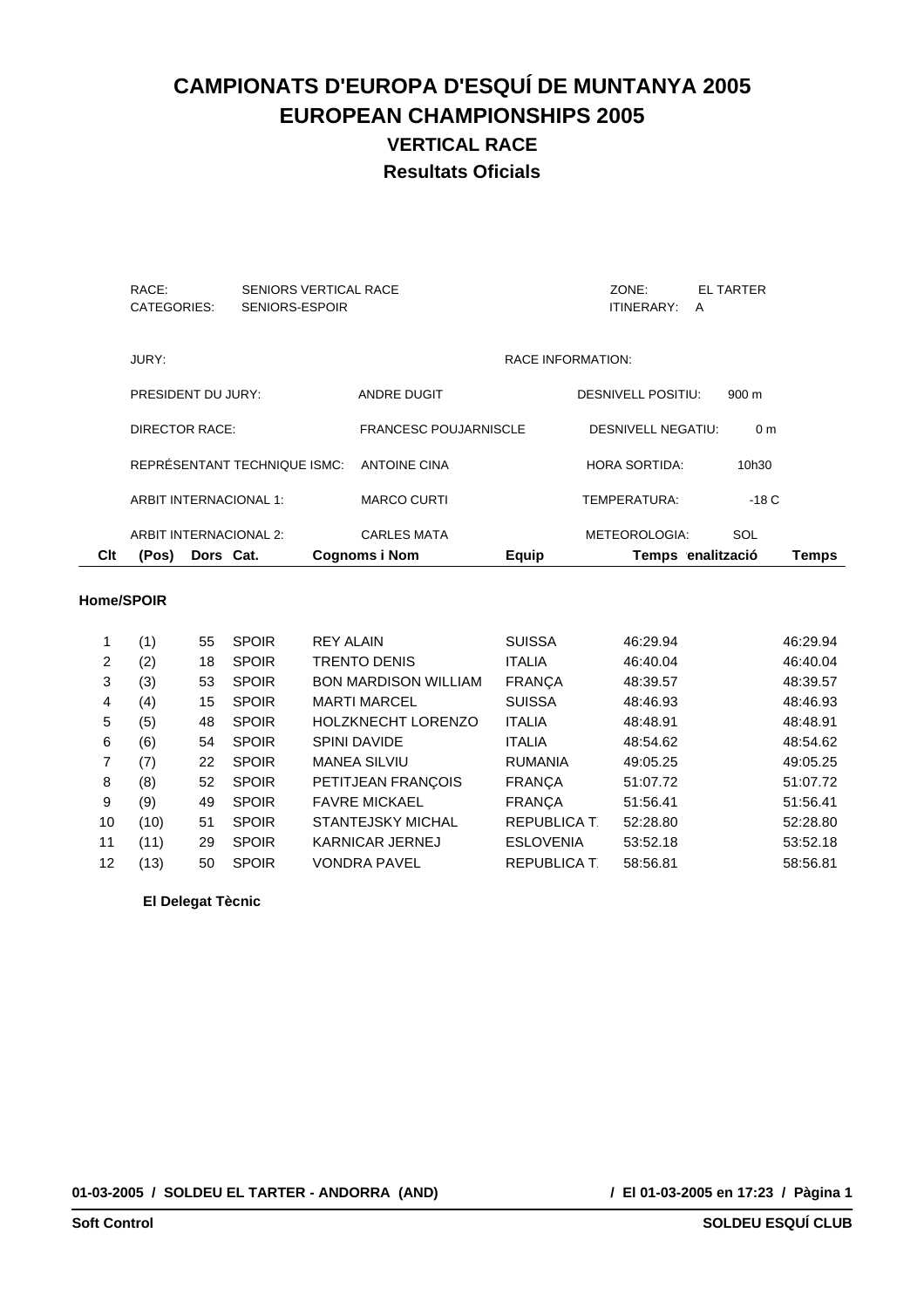# CAMPIONATS D'EUROPA D'ESQUÍ DE MUNTANYA 2005
# EUROPEAN CHAMPIONSHIPS 2005
## VERTICAL RACE
## Resultats Oficials

RACE: SENIORS VERTICAL RACE
CATEGORIES: SENIORS-ESPOIR

ZONE: EL TARTER
ITINERARY: A

JURY:

PRESIDENT DU JURY: ANDRE DUGIT
DIRECTOR RACE: FRANCESC POUJARNISCLE
REPRÉSENTANT TECHNIQUE ISMC: ANTOINE CINA
ARBIT INTERNACIONAL 1: MARCO CURTI
ARBIT INTERNACIONAL 2: CARLES MATA

RACE INFORMATION:

DESNIVELL POSITIU: 900 m
DESNIVELL NEGATIU: 0 m
HORA SORTIDA: 10h30
TEMPERATURA: -18 C
METEOROLOGIA: SOL

**Home/SPOIR**

| Clt | (Pos) | Dors | Cat. | Cognoms i Nom | Equip | Temps | enalització | Temps |
|---|---|---|---|---|---|---|---|---|
| 1 | (1) | 55 | SPOIR | REY ALAIN | SUISSA | 46:29.94 | | 46:29.94 |
| 2 | (2) | 18 | SPOIR | TRENTO DENIS | ITALIA | 46:40.04 | | 46:40.04 |
| 3 | (3) | 53 | SPOIR | BON MARDISON WILLIAM | FRANÇA | 48:39.57 | | 48:39.57 |
| 4 | (4) | 15 | SPOIR | MARTI MARCEL | SUISSA | 48:46.93 | | 48:46.93 |
| 5 | (5) | 48 | SPOIR | HOLZKNECHT LORENZO | ITALIA | 48:48.91 | | 48:48.91 |
| 6 | (6) | 54 | SPOIR | SPINI DAVIDE | ITALIA | 48:54.62 | | 48:54.62 |
| 7 | (7) | 22 | SPOIR | MANEA SILVIU | RUMANIA | 49:05.25 | | 49:05.25 |
| 8 | (8) | 52 | SPOIR | PETITJEAN FRANÇOIS | FRANÇA | 51:07.72 | | 51:07.72 |
| 9 | (9) | 49 | SPOIR | FAVRE MICKAEL | FRANÇA | 51:56.41 | | 51:56.41 |
| 10 | (10) | 51 | SPOIR | STANTEJSKY MICHAL | REPUBLICA T. | 52:28.80 | | 52:28.80 |
| 11 | (11) | 29 | SPOIR | KARNICAR JERNEJ | ESLOVENIA | 53:52.18 | | 53:52.18 |
| 12 | (13) | 50 | SPOIR | VONDRA PAVEL | REPUBLICA T. | 58:56.81 | | 58:56.81 |

**El Delegat Tècnic**

**01-03-2005 / SOLDEU EL TARTER - ANDORRA (AND)** **/ El 01-03-2005 en 17:23 / Pàgina 1**

**Soft Control** **SOLDEU ESQUÍ CLUB**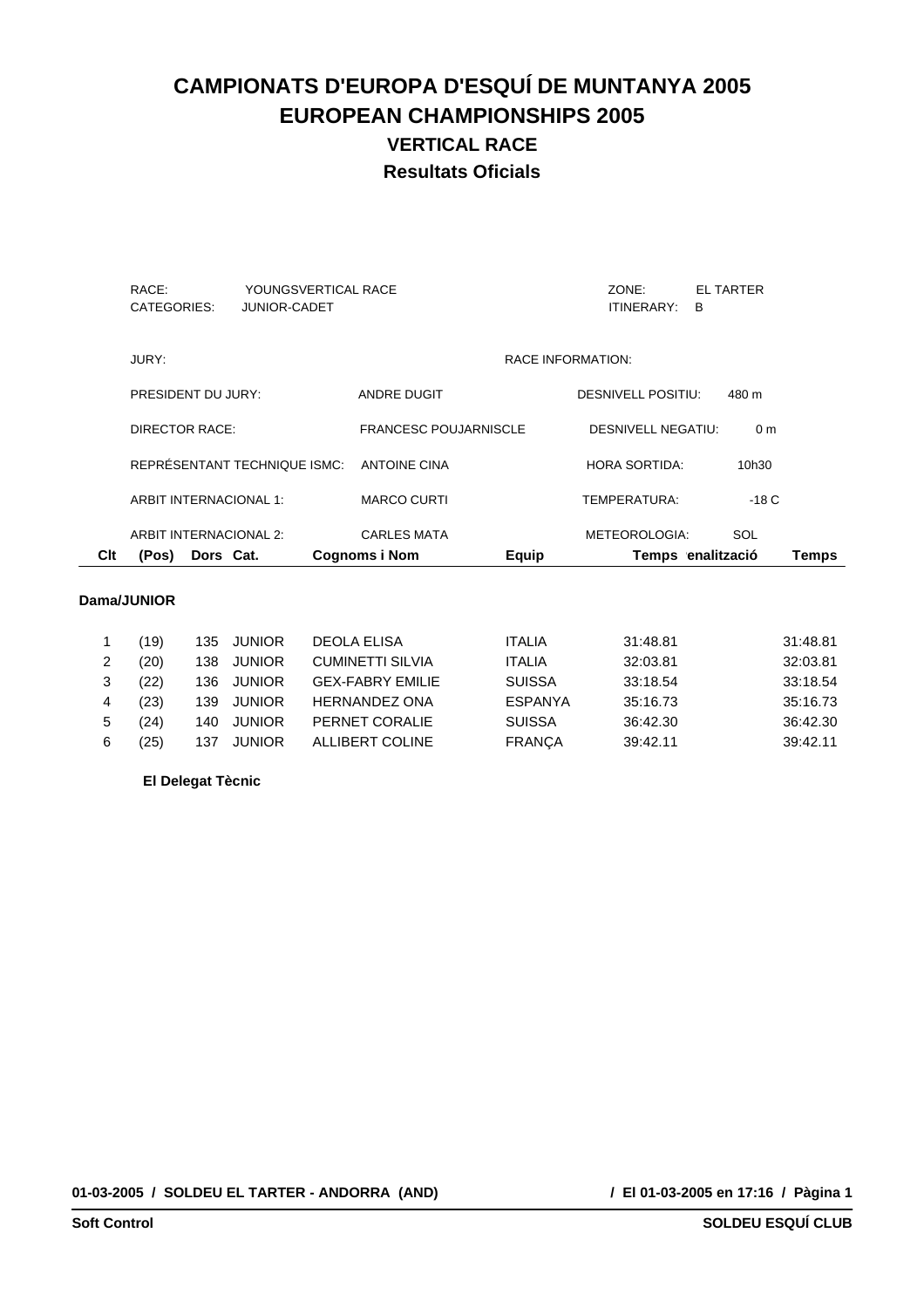# CAMPIONATS D'EUROPA D'ESQUÍ DE MUNTANYA 2005
# EUROPEAN CHAMPIONSHIPS 2005
## VERTICAL RACE
## Resultats Oficials

RACE: YOUNGSVERTICAL RACE
CATEGORIES: JUNIOR-CADET

ZONE: EL TARTER
ITINERARY: B

| JURY: | | RACE INFORMATION: | |
|---|---|---|---|
| PRESIDENT DU JURY: | ANDRE DUGIT | DESNIVELL POSITIU: | 480 m |
| DIRECTOR RACE: | FRANCESC POUJARNISCLE | DESNIVELL NEGATIU: | 0 m |
| REPRÉSENTANT TECHNIQUE ISMC: | ANTOINE CINA | HORA SORTIDA: | 10h30 |
| ARBIT INTERNACIONAL 1: | MARCO CURTI | TEMPERATURA: | -18 C |
| ARBIT INTERNACIONAL 2: | CARLES MATA | METEOROLOGIA: | SOL |

**Dama/JUNIOR**

| Clt | (Pos) | Dors | Cat. | Cognoms i Nom | Equip | Temps | enalització | Temps |
|---|---|---|---|---|---|---|---|---|
| 1 | (19) | 135 | JUNIOR | DEOLA ELISA | ITALIA | 31:48.81 | | 31:48.81 |
| 2 | (20) | 138 | JUNIOR | CUMINETTI SILVIA | ITALIA | 32:03.81 | | 32:03.81 |
| 3 | (22) | 136 | JUNIOR | GEX-FABRY EMILIE | SUISSA | 33:18.54 | | 33:18.54 |
| 4 | (23) | 139 | JUNIOR | HERNANDEZ ONA | ESPANYA | 35:16.73 | | 35:16.73 |
| 5 | (24) | 140 | JUNIOR | PERNET CORALIE | SUISSA | 36:42.30 | | 36:42.30 |
| 6 | (25) | 137 | JUNIOR | ALLIBERT COLINE | FRANÇA | 39:42.11 | | 39:42.11 |

**El Delegat Tècnic**

01-03-2005 / SOLDEU EL TARTER - ANDORRA (AND) / El 01-03-2005 en 17:16 / Pàgina 1

Soft Control — SOLDEU ESQUÍ CLUB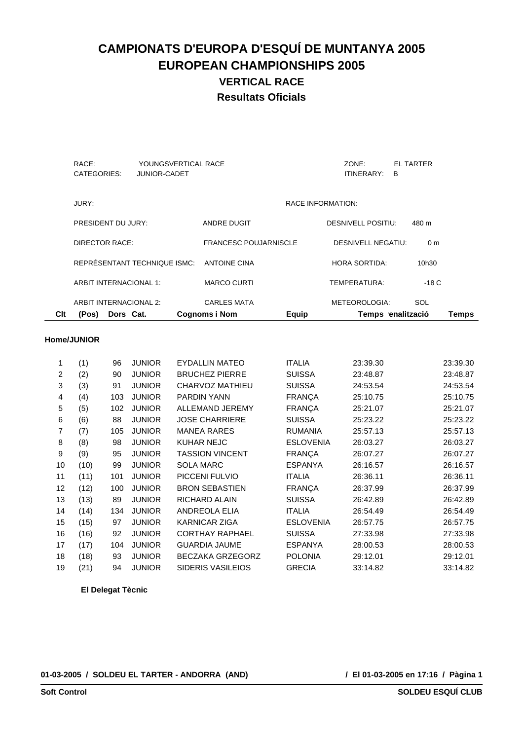# CAMPIONATS D'EUROPA D'ESQUÍ DE MUNTANYA 2005
# EUROPEAN CHAMPIONSHIPS 2005
## VERTICAL RACE
## Resultats Oficials

RACE: YOUNGSVERTICAL RACE
CATEGORIES: JUNIOR-CADET

ZONE: EL TARTER
ITINERARY: B

JURY:

PRESIDENT DU JURY: ANDRE DUGIT
DIRECTOR RACE: FRANCESC POUJARNISCLE
REPRÉSENTANT TECHNIQUE ISMC: ANTOINE CINA
ARBIT INTERNACIONAL 1: MARCO CURTI
ARBIT INTERNACIONAL 2: CARLES MATA

RACE INFORMATION:

DESNIVELL POSITIU: 480 m
DESNIVELL NEGATIU: 0 m
HORA SORTIDA: 10h30
TEMPERATURA: -18 C
METEOROLOGIA: SOL

**Home/JUNIOR**

| Clt | (Pos) | Dors | Cat. | Cognoms i Nom | Equip | Temps | Penalització | Temps |
|---|---|---|---|---|---|---|---|---|
| 1 | (1) | 96 | JUNIOR | EYDALLIN MATEO | ITALIA | 23:39.30 | | 23:39.30 |
| 2 | (2) | 90 | JUNIOR | BRUCHEZ PIERRE | SUISSA | 23:48.87 | | 23:48.87 |
| 3 | (3) | 91 | JUNIOR | CHARVOZ MATHIEU | SUISSA | 24:53.54 | | 24:53.54 |
| 4 | (4) | 103 | JUNIOR | PARDIN YANN | FRANÇA | 25:10.75 | | 25:10.75 |
| 5 | (5) | 102 | JUNIOR | ALLEMAND JEREMY | FRANÇA | 25:21.07 | | 25:21.07 |
| 6 | (6) | 88 | JUNIOR | JOSE CHARRIERE | SUISSA | 25:23.22 | | 25:23.22 |
| 7 | (7) | 105 | JUNIOR | MANEA RARES | RUMANIA | 25:57.13 | | 25:57.13 |
| 8 | (8) | 98 | JUNIOR | KUHAR NEJC | ESLOVENIA | 26:03.27 | | 26:03.27 |
| 9 | (9) | 95 | JUNIOR | TASSION VINCENT | FRANÇA | 26:07.27 | | 26:07.27 |
| 10 | (10) | 99 | JUNIOR | SOLA MARC | ESPANYA | 26:16.57 | | 26:16.57 |
| 11 | (11) | 101 | JUNIOR | PICCENI FULVIO | ITALIA | 26:36.11 | | 26:36.11 |
| 12 | (12) | 100 | JUNIOR | BRON SEBASTIEN | FRANÇA | 26:37.99 | | 26:37.99 |
| 13 | (13) | 89 | JUNIOR | RICHARD ALAIN | SUISSA | 26:42.89 | | 26:42.89 |
| 14 | (14) | 134 | JUNIOR | ANDREOLA ELIA | ITALIA | 26:54.49 | | 26:54.49 |
| 15 | (15) | 97 | JUNIOR | KARNICAR ZIGA | ESLOVENIA | 26:57.75 | | 26:57.75 |
| 16 | (16) | 92 | JUNIOR | CORTHAY RAPHAEL | SUISSA | 27:33.98 | | 27:33.98 |
| 17 | (17) | 104 | JUNIOR | GUARDIA JAUME | ESPANYA | 28:00.53 | | 28:00.53 |
| 18 | (18) | 93 | JUNIOR | BECZAKA GRZEGORZ | POLONIA | 29:12.01 | | 29:12.01 |
| 19 | (21) | 94 | JUNIOR | SIDERIS VASILEIOS | GRECIA | 33:14.82 | | 33:14.82 |

**El Delegat Tècnic**

**01-03-2005 / SOLDEU EL TARTER - ANDORRA (AND)** **/ El 01-03-2005 en 17:16**

**Soft Control** **SOLDEU ESQUÍ CLUB**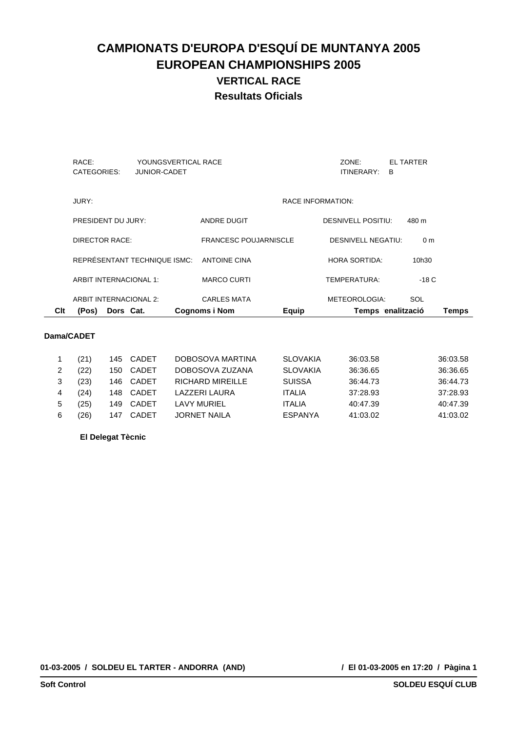# CAMPIONATS D'EUROPA D'ESQUÍ DE MUNTANYA 2005
# EUROPEAN CHAMPIONSHIPS 2005
## VERTICAL RACE
## Resultats Oficials

RACE: YOUNGSVERTICAL RACE
CATEGORIES: JUNIOR-CADET

ZONE: EL TARTER
ITINERARY: B

JURY:

| | | | |
|---|---|---|---|
| PRESIDENT DU JURY: | ANDRE DUGIT | DESNIVELL POSITIU: | 480 m |
| DIRECTOR RACE: | FRANCESC POUJARNISCLE | DESNIVELL NEGATIU: | 0 m |
| REPRÉSENTANT TECHNIQUE ISMC: | ANTOINE CINA | HORA SORTIDA: | 10h30 |
| ARBIT INTERNACIONAL 1: | MARCO CURTI | TEMPERATURA: | -18 C |
| ARBIT INTERNACIONAL 2: | CARLES MATA | METEOROLOGIA: | SOL |

RACE INFORMATION:

| Clt | (Pos) | Dors | Cat. | Cognoms i Nom | Equip | Temps | enalització | Temps |
|---|---|---|---|---|---|---|---|---|
| **Dama/CADET** | | | | | | | | |
| 1 | (21) | 145 | CADET | DOBOSOVA MARTINA | SLOVAKIA | 36:03.58 | | 36:03.58 |
| 2 | (22) | 150 | CADET | DOBOSOVA ZUZANA | SLOVAKIA | 36:36.65 | | 36:36.65 |
| 3 | (23) | 146 | CADET | RICHARD MIREILLE | SUISSA | 36:44.73 | | 36:44.73 |
| 4 | (24) | 148 | CADET | LAZZERI LAURA | ITALIA | 37:28.93 | | 37:28.93 |
| 5 | (25) | 149 | CADET | LAVY MURIEL | ITALIA | 40:47.39 | | 40:47.39 |
| 6 | (26) | 147 | CADET | JORNET NAILA | ESPANYA | 41:03.02 | | 41:03.02 |

**El Delegat Tècnic**

**01-03-2005 / SOLDEU EL TARTER - ANDORRA (AND)** **/ El 01-03-2005 en 17:20 / Pàgina 1**

**Soft Control** **SOLDEU ESQUÍ CLUB**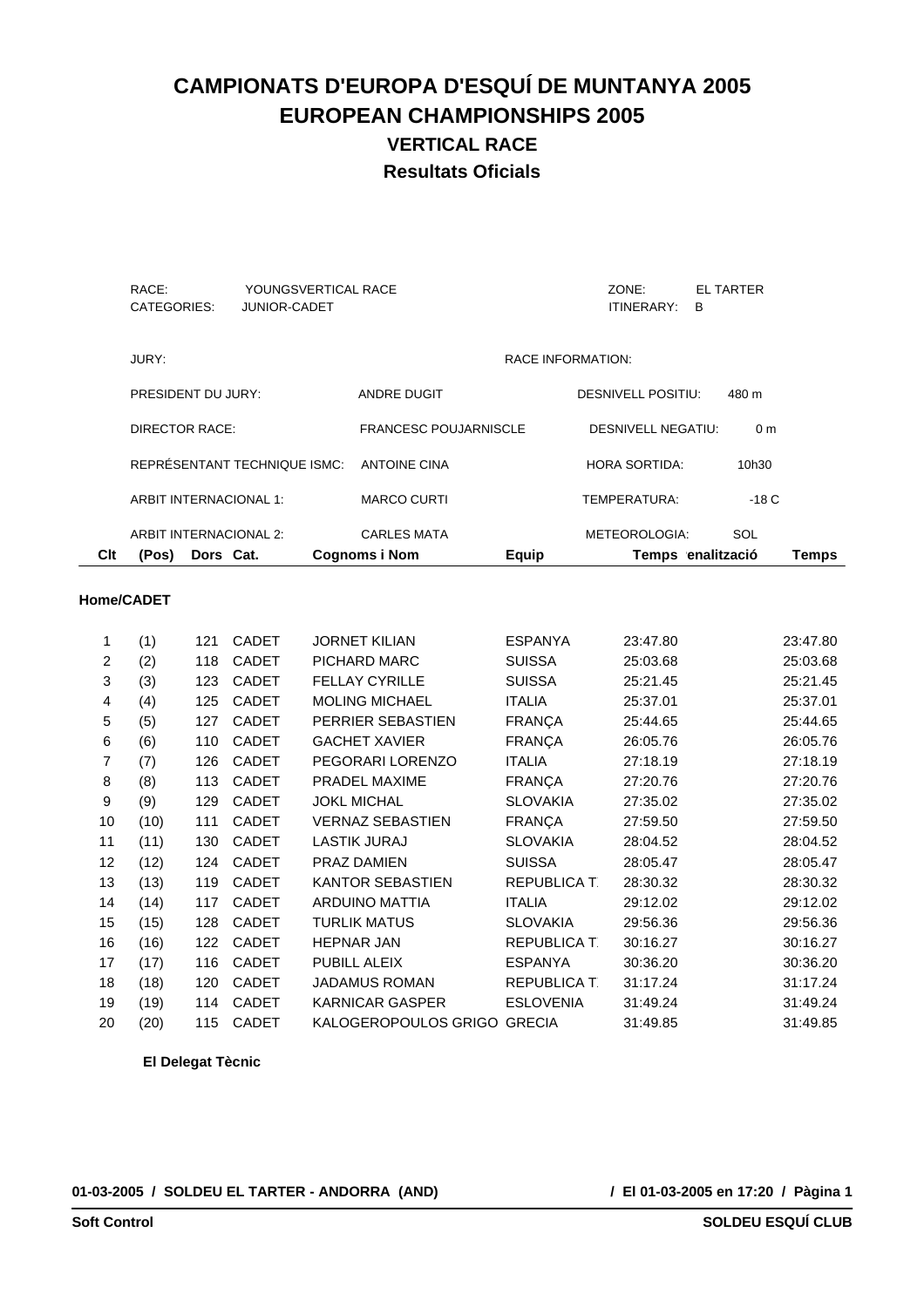# CAMPIONATS D'EUROPA D'ESQUÍ DE MUNTANYA 2005
# EUROPEAN CHAMPIONSHIPS 2005
## VERTICAL RACE
## Resultats Oficials

RACE: YOUNGSVERTICAL RACE  
CATEGORIES: JUNIOR-CADET

ZONE: EL TARTER  
ITINERARY: B

JURY:

PRESIDENT DU JURY: ANDRE DUGIT  
DIRECTOR RACE: FRANCESC POUJARNISCLE  
REPRÉSENTANT TECHNIQUE ISMC: ANTOINE CINA  
ARBIT INTERNACIONAL 1: MARCO CURTI  
ARBIT INTERNACIONAL 2: CARLES MATA

RACE INFORMATION:

DESNIVELL POSITIU: 480 m  
DESNIVELL NEGATIU: 0 m  
HORA SORTIDA: 10h30  
TEMPERATURA: -18 C  
METEOROLOGIA: SOL

**Home/CADET**

| Clt | (Pos) | Dors | Cat. | Cognoms i Nom | Equip | Temps | Penalització | Temps |
|---|---|---|---|---|---|---|---|---|
| 1 | (1) | 121 | CADET | JORNET KILIAN | ESPANYA | 23:47.80 | | 23:47.80 |
| 2 | (2) | 118 | CADET | PICHARD MARC | SUISSA | 25:03.68 | | 25:03.68 |
| 3 | (3) | 123 | CADET | FELLAY CYRILLE | SUISSA | 25:21.45 | | 25:21.45 |
| 4 | (4) | 125 | CADET | MOLING MICHAEL | ITALIA | 25:37.01 | | 25:37.01 |
| 5 | (5) | 127 | CADET | PERRIER SEBASTIEN | FRANÇA | 25:44.65 | | 25:44.65 |
| 6 | (6) | 110 | CADET | GACHET XAVIER | FRANÇA | 26:05.76 | | 26:05.76 |
| 7 | (7) | 126 | CADET | PEGORARI LORENZO | ITALIA | 27:18.19 | | 27:18.19 |
| 8 | (8) | 113 | CADET | PRADEL MAXIME | FRANÇA | 27:20.76 | | 27:20.76 |
| 9 | (9) | 129 | CADET | JOKL MICHAL | SLOVAKIA | 27:35.02 | | 27:35.02 |
| 10 | (10) | 111 | CADET | VERNAZ SEBASTIEN | FRANÇA | 27:59.50 | | 27:59.50 |
| 11 | (11) | 130 | CADET | LASTIK JURAJ | SLOVAKIA | 28:04.52 | | 28:04.52 |
| 12 | (12) | 124 | CADET | PRAZ DAMIEN | SUISSA | 28:05.47 | | 28:05.47 |
| 13 | (13) | 119 | CADET | KANTOR SEBASTIEN | REPUBLICA T. | 28:30.32 | | 28:30.32 |
| 14 | (14) | 117 | CADET | ARDUINO MATTIA | ITALIA | 29:12.02 | | 29:12.02 |
| 15 | (15) | 128 | CADET | TURLIK MATUS | SLOVAKIA | 29:56.36 | | 29:56.36 |
| 16 | (16) | 122 | CADET | HEPNAR JAN | REPUBLICA T. | 30:16.27 | | 30:16.27 |
| 17 | (17) | 116 | CADET | PUBILL ALEIX | ESPANYA | 30:36.20 | | 30:36.20 |
| 18 | (18) | 120 | CADET | JADAMUS ROMAN | REPUBLICA T. | 31:17.24 | | 31:17.24 |
| 19 | (19) | 114 | CADET | KARNICAR GASPER | ESLOVENIA | 31:49.24 | | 31:49.24 |
| 20 | (20) | 115 | CADET | KALOGEROPOULOS GRIGO | GRECIA | 31:49.85 | | 31:49.85 |

**El Delegat Tècnic**

**01-03-2005 / SOLDEU EL TARTER - ANDORRA (AND)** **/ El 01-03-2005 en 17:20 / Pàgina 1**

**Soft Control** **SOLDEU ESQUÍ CLUB**